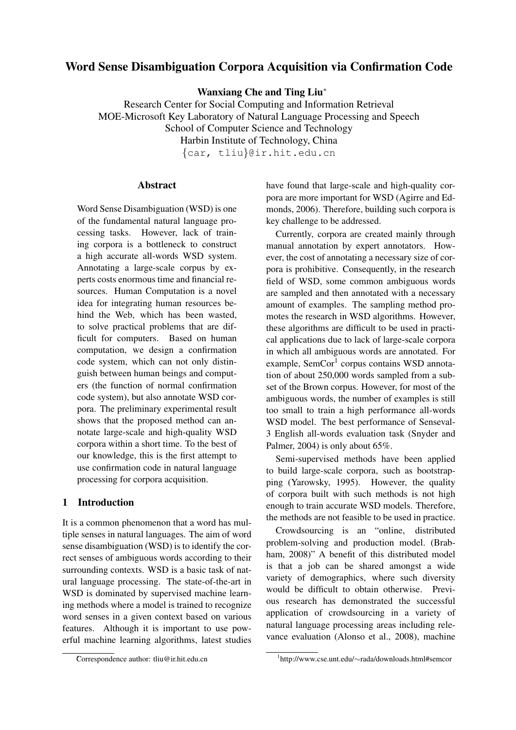# Word Sense Disambiguation Corpora Acquisition via Confirmation Code

**Wanxiang Che and Ting Liu***

Research Center for Social Computing and Information Retrieval
MOE-Microsoft Key Laboratory of Natural Language Processing and Speech
School of Computer Science and Technology
Harbin Institute of Technology, China
{car, tliu}@ir.hit.edu.cn

## Abstract

Word Sense Disambiguation (WSD) is one of the fundamental natural language processing tasks. However, lack of training corpora is a bottleneck to construct a high accurate all-words WSD system. Annotating a large-scale corpus by experts costs enormous time and financial resources. Human Computation is a novel idea for integrating human resources behind the Web, which has been wasted, to solve practical problems that are difficult for computers. Based on human computation, we design a confirmation code system, which can not only distinguish between human beings and computers (the function of normal confirmation code system), but also annotate WSD corpora. The preliminary experimental result shows that the proposed method can annotate large-scale and high-quality WSD corpora within a short time. To the best of our knowledge, this is the first attempt to use confirmation code in natural language processing for corpora acquisition.

## 1 Introduction

It is a common phenomenon that a word has multiple senses in natural languages. The aim of word sense disambiguation (WSD) is to identify the correct senses of ambiguous words according to their surrounding contexts. WSD is a basic task of natural language processing. The state-of-the-art in WSD is dominated by supervised machine learning methods where a model is trained to recognize word senses in a given context based on various features. Although it is important to use powerful machine learning algorithms, latest studies have found that large-scale and high-quality corpora are more important for WSD (Agirre and Edmonds, 2006). Therefore, building such corpora is key challenge to be addressed.

Currently, corpora are created mainly through manual annotation by expert annotators. However, the cost of annotating a necessary size of corpora is prohibitive. Consequently, in the research field of WSD, some common ambiguous words are sampled and then annotated with a necessary amount of examples. The sampling method promotes the research in WSD algorithms. However, these algorithms are difficult to be used in practical applications due to lack of large-scale corpora in which all ambiguous words are annotated. For example, SemCor[1] corpus contains WSD annotation of about 250,000 words sampled from a subset of the Brown corpus. However, for most of the ambiguous words, the number of examples is still too small to train a high performance all-words WSD model. The best performance of Senseval-3 English all-words evaluation task (Snyder and Palmer, 2004) is only about 65%.

Semi-supervised methods have been applied to build large-scale corpora, such as bootstrapping (Yarowsky, 1995). However, the quality of corpora built with such methods is not high enough to train accurate WSD models. Therefore, the methods are not feasible to be used in practice.

Crowdsourcing is an "online, distributed problem-solving and production model. (Brabham, 2008)" A benefit of this distributed model is that a job can be shared amongst a wide variety of demographics, where such diversity would be difficult to obtain otherwise. Previous research has demonstrated the successful application of crowdsourcing in a variety of natural language processing areas including relevance evaluation (Alonso et al., 2008), machine

*Correspondence author: tliu@ir.hit.edu.cn

[1] http://www.cse.unt.edu/∼rada/downloads.html#semcor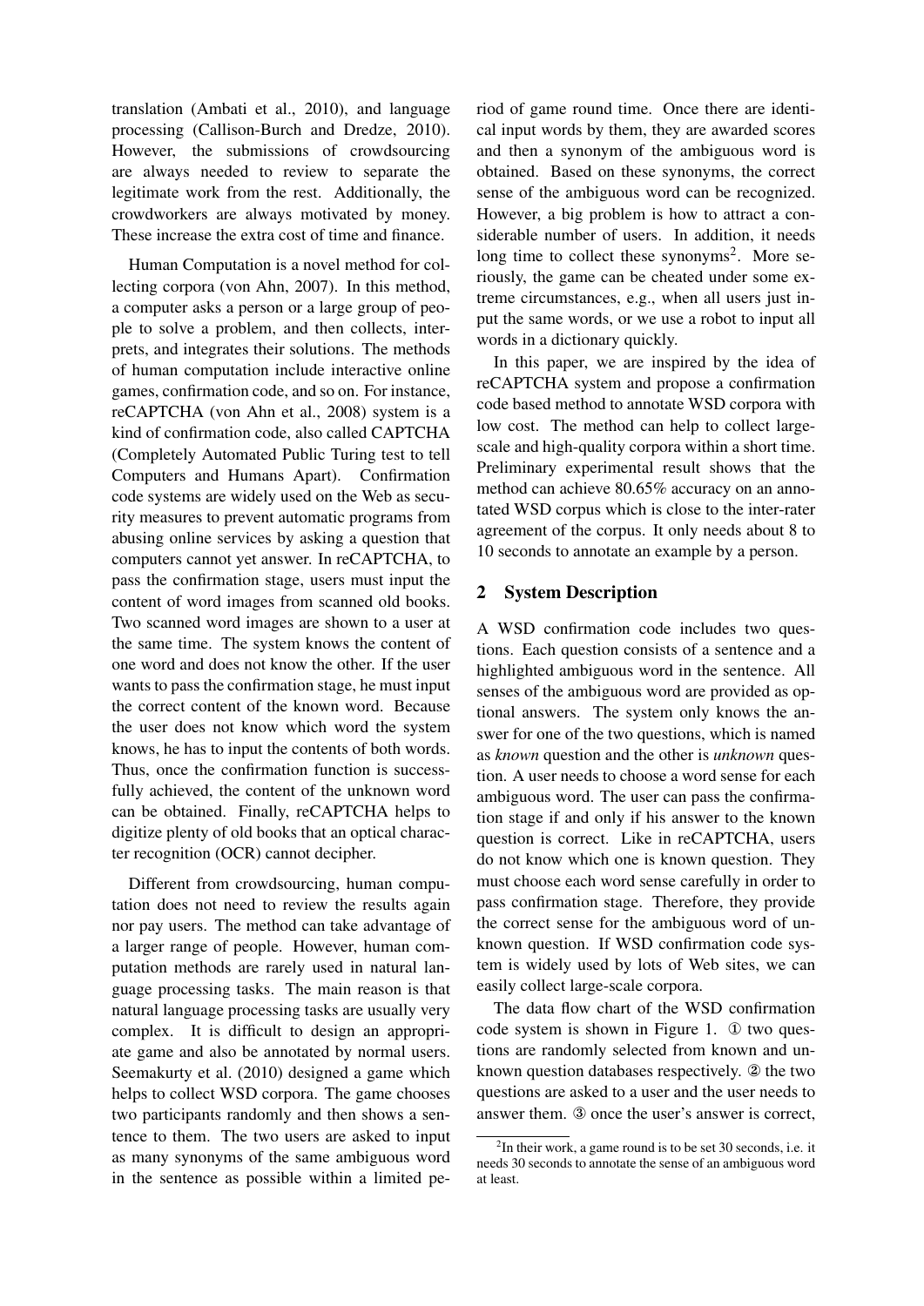translation (Ambati et al., 2010), and language processing (Callison-Burch and Dredze, 2010). However, the submissions of crowdsourcing are always needed to review to separate the legitimate work from the rest. Additionally, the crowdworkers are always motivated by money. These increase the extra cost of time and finance.

Human Computation is a novel method for collecting corpora (von Ahn, 2007). In this method, a computer asks a person or a large group of people to solve a problem, and then collects, interprets, and integrates their solutions. The methods of human computation include interactive online games, confirmation code, and so on. For instance, reCAPTCHA (von Ahn et al., 2008) system is a kind of confirmation code, also called CAPTCHA (Completely Automated Public Turing test to tell Computers and Humans Apart). Confirmation code systems are widely used on the Web as security measures to prevent automatic programs from abusing online services by asking a question that computers cannot yet answer. In reCAPTCHA, to pass the confirmation stage, users must input the content of word images from scanned old books. Two scanned word images are shown to a user at the same time. The system knows the content of one word and does not know the other. If the user wants to pass the confirmation stage, he must input the correct content of the known word. Because the user does not know which word the system knows, he has to input the contents of both words. Thus, once the confirmation function is successfully achieved, the content of the unknown word can be obtained. Finally, reCAPTCHA helps to digitize plenty of old books that an optical character recognition (OCR) cannot decipher.

Different from crowdsourcing, human computation does not need to review the results again nor pay users. The method can take advantage of a larger range of people. However, human computation methods are rarely used in natural language processing tasks. The main reason is that natural language processing tasks are usually very complex. It is difficult to design an appropriate game and also be annotated by normal users. Seemakurty et al. (2010) designed a game which helps to collect WSD corpora. The game chooses two participants randomly and then shows a sentence to them. The two users are asked to input as many synonyms of the same ambiguous word in the sentence as possible within a limited period of game round time. Once there are identical input words by them, they are awarded scores and then a synonym of the ambiguous word is obtained. Based on these synonyms, the correct sense of the ambiguous word can be recognized. However, a big problem is how to attract a considerable number of users. In addition, it needs long time to collect these synonyms[2]. More seriously, the game can be cheated under some extreme circumstances, e.g., when all users just input the same words, or we use a robot to input all words in a dictionary quickly.

In this paper, we are inspired by the idea of reCAPTCHA system and propose a confirmation code based method to annotate WSD corpora with low cost. The method can help to collect large-scale and high-quality corpora within a short time. Preliminary experimental result shows that the method can achieve 80.65% accuracy on an annotated WSD corpus which is close to the inter-rater agreement of the corpus. It only needs about 8 to 10 seconds to annotate an example by a person.

## 2 System Description

A WSD confirmation code includes two questions. Each question consists of a sentence and a highlighted ambiguous word in the sentence. All senses of the ambiguous word are provided as optional answers. The system only knows the answer for one of the two questions, which is named as *known* question and the other is *unknown* question. A user needs to choose a word sense for each ambiguous word. The user can pass the confirmation stage if and only if his answer to the known question is correct. Like in reCAPTCHA, users do not know which one is known question. They must choose each word sense carefully in order to pass confirmation stage. Therefore, they provide the correct sense for the ambiguous word of unknown question. If WSD confirmation code system is widely used by lots of Web sites, we can easily collect large-scale corpora.

The data flow chart of the WSD confirmation code system is shown in Figure 1. ① two questions are randomly selected from known and unknown question databases respectively. ② the two questions are asked to a user and the user needs to answer them. ③ once the user's answer is correct,

[2] In their work, a game round is to be set 30 seconds, i.e. it needs 30 seconds to annotate the sense of an ambiguous word at least.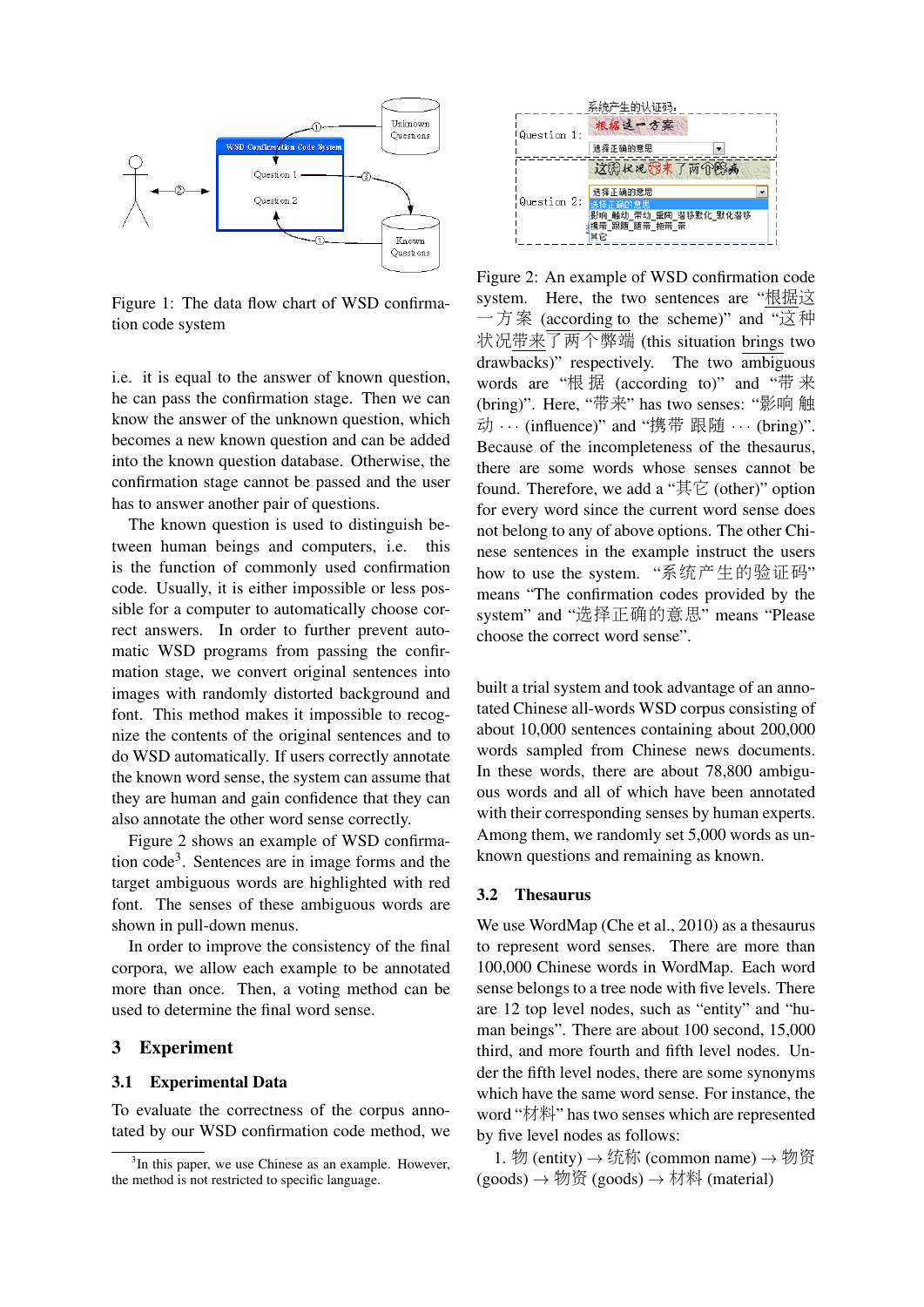Figure 1: The data flow chart of WSD confirmation code system

i.e. it is equal to the answer of known question, he can pass the confirmation stage. Then we can know the answer of the unknown question, which becomes a new known question and can be added into the known question database. Otherwise, the confirmation stage cannot be passed and the user has to answer another pair of questions.

The known question is used to distinguish between human beings and computers, i.e. this is the function of commonly used confirmation code. Usually, it is either impossible or less possible for a computer to automatically choose correct answers. In order to further prevent automatic WSD programs from passing the confirmation stage, we convert original sentences into images with randomly distorted background and font. This method makes it impossible to recognize the contents of the original sentences and to do WSD automatically. If users correctly annotate the known word sense, the system can assume that they are human and gain confidence that they can also annotate the other word sense correctly.

Figure 2 shows an example of WSD confirmation code[3]. Sentences are in image forms and the target ambiguous words are highlighted with red font. The senses of these ambiguous words are shown in pull-down menus.

In order to improve the consistency of the final corpora, we allow each example to be annotated more than once. Then, a voting method can be used to determine the final word sense.

# 3 Experiment

## 3.1 Experimental Data

To evaluate the correctness of the corpus annotated by our WSD confirmation code method, we built a trial system and took advantage of an annotated Chinese all-words WSD corpus consisting of about 10,000 sentences containing about 200,000 words sampled from Chinese news documents. In these words, there are about 78,800 ambiguous words and all of which have been annotated with their corresponding senses by human experts. Among them, we randomly set 5,000 words as unknown questions and remaining as known.

[3] In this paper, we use Chinese as an example. However, the method is not restricted to specific language.

Figure 2: An example of WSD confirmation code system. Here, the two sentences are "根据这一方案 (according to the scheme)" and "这种状况带来了两个弊端 (this situation brings two drawbacks)" respectively. The two ambiguous words are "根据 (according to)" and "带来 (bring)". Here, "带来" has two senses: "影响 触动 ··· (influence)" and "携带 跟随 ··· (bring)". Because of the incompleteness of the thesaurus, there are some words whose senses cannot be found. Therefore, we add a "其它 (other)" option for every word since the current word sense does not belong to any of above options. The other Chinese sentences in the example instruct the users how to use the system. "系统产生的验证码" means "The confirmation codes provided by the system" and "选择正确的意思" means "Please choose the correct word sense".

## 3.2 Thesaurus

We use WordMap (Che et al., 2010) as a thesaurus to represent word senses. There are more than 100,000 Chinese words in WordMap. Each word sense belongs to a tree node with five levels. There are 12 top level nodes, such as "entity" and "human beings". There are about 100 second, 15,000 third, and more fourth and fifth level nodes. Under the fifth level nodes, there are some synonyms which have the same word sense. For instance, the word "材料" has two senses which are represented by five level nodes as follows:

1. 物 (entity) → 统称 (common name) → 物资 (goods) → 物资 (goods) → 材料 (material)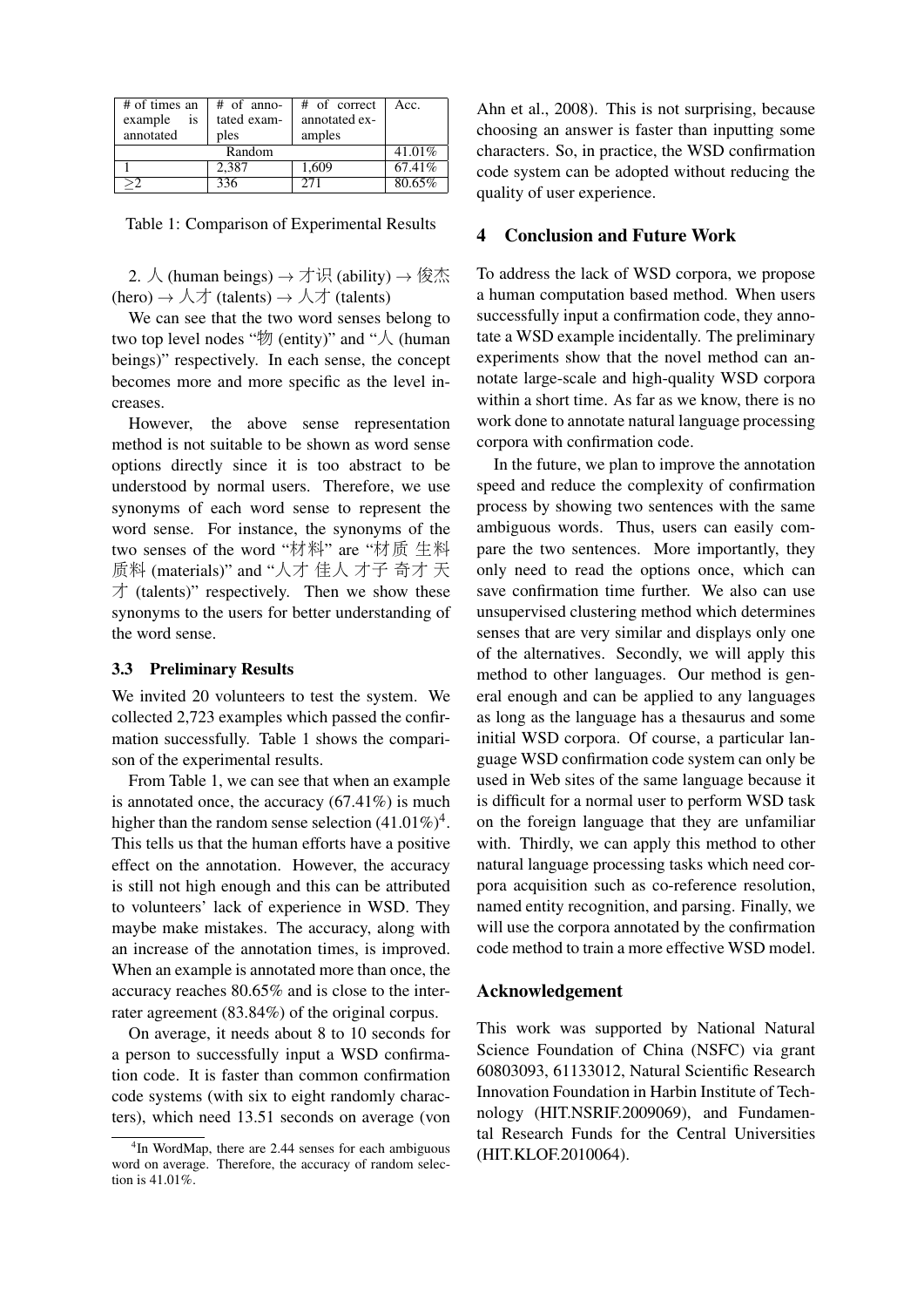| # of times an example is annotated | # of annotated examples | # of correct annotated examples | Acc. |
|---|---|---|---|
| Random | | | 41.01% |
| 1 | 2,387 | 1,609 | 67.41% |
| ≥2 | 336 | 271 | 80.65% |

Table 1: Comparison of Experimental Results

2. 人 (human beings) → 才识 (ability) → 俊杰 (hero) → 人才 (talents) → 人才 (talents)

We can see that the two word senses belong to two top level nodes "物 (entity)" and "人 (human beings)" respectively. In each sense, the concept becomes more and more specific as the level increases.

However, the above sense representation method is not suitable to be shown as word sense options directly since it is too abstract to be understood by normal users. Therefore, we use synonyms of each word sense to represent the word sense. For instance, the synonyms of the two senses of the word "材料" are "材质 生料 质料 (materials)" and "人才 佳人 才子 奇才 天才 (talents)" respectively. Then we show these synonyms to the users for better understanding of the word sense.

### 3.3 Preliminary Results

We invited 20 volunteers to test the system. We collected 2,723 examples which passed the confirmation successfully. Table 1 shows the comparison of the experimental results.

From Table 1, we can see that when an example is annotated once, the accuracy (67.41%) is much higher than the random sense selection (41.01%)[4]. This tells us that the human efforts have a positive effect on the annotation. However, the accuracy is still not high enough and this can be attributed to volunteers' lack of experience in WSD. They maybe make mistakes. The accuracy, along with an increase of the annotation times, is improved. When an example is annotated more than once, the accuracy reaches 80.65% and is close to the inter-rater agreement (83.84%) of the original corpus.

On average, it needs about 8 to 10 seconds for a person to successfully input a WSD confirmation code. It is faster than common confirmation code systems (with six to eight randomly characters), which need 13.51 seconds on average (von Ahn et al., 2008). This is not surprising, because choosing an answer is faster than inputting some characters. So, in practice, the WSD confirmation code system can be adopted without reducing the quality of user experience.

[4]In WordMap, there are 2.44 senses for each ambiguous word on average. Therefore, the accuracy of random selection is 41.01%.

## 4 Conclusion and Future Work

To address the lack of WSD corpora, we propose a human computation based method. When users successfully input a confirmation code, they annotate a WSD example incidentally. The preliminary experiments show that the novel method can annotate large-scale and high-quality WSD corpora within a short time. As far as we know, there is no work done to annotate natural language processing corpora with confirmation code.

In the future, we plan to improve the annotation speed and reduce the complexity of confirmation process by showing two sentences with the same ambiguous words. Thus, users can easily compare the two sentences. More importantly, they only need to read the options once, which can save confirmation time further. We also can use unsupervised clustering method which determines senses that are very similar and displays only one of the alternatives. Secondly, we will apply this method to other languages. Our method is general enough and can be applied to any languages as long as the language has a thesaurus and some initial WSD corpora. Of course, a particular language WSD confirmation code system can only be used in Web sites of the same language because it is difficult for a normal user to perform WSD task on the foreign language that they are unfamiliar with. Thirdly, we can apply this method to other natural language processing tasks which need corpora acquisition such as co-reference resolution, named entity recognition, and parsing. Finally, we will use the corpora annotated by the confirmation code method to train a more effective WSD model.

## Acknowledgement

This work was supported by National Natural Science Foundation of China (NSFC) via grant 60803093, 61133012, Natural Scientific Research Innovation Foundation in Harbin Institute of Technology (HIT.NSRIF.2009069), and Fundamental Research Funds for the Central Universities (HIT.KLOF.2010064).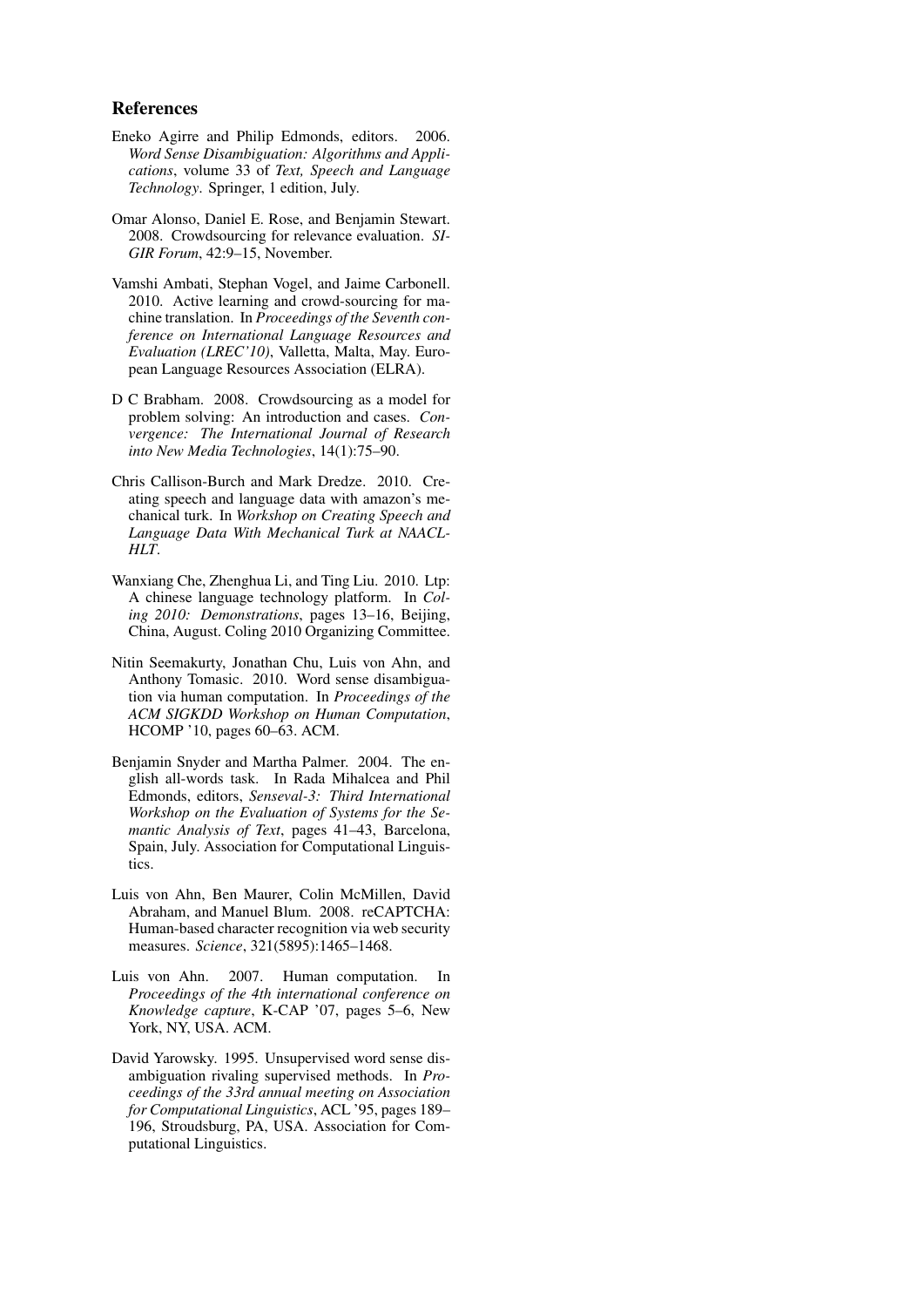## References

Eneko Agirre and Philip Edmonds, editors. 2006. *Word Sense Disambiguation: Algorithms and Applications*, volume 33 of *Text, Speech and Language Technology*. Springer, 1 edition, July.

Omar Alonso, Daniel E. Rose, and Benjamin Stewart. 2008. Crowdsourcing for relevance evaluation. *SIGIR Forum*, 42:9–15, November.

Vamshi Ambati, Stephan Vogel, and Jaime Carbonell. 2010. Active learning and crowd-sourcing for machine translation. In *Proceedings of the Seventh conference on International Language Resources and Evaluation (LREC'10)*, Valletta, Malta, May. European Language Resources Association (ELRA).

D C Brabham. 2008. Crowdsourcing as a model for problem solving: An introduction and cases. *Convergence: The International Journal of Research into New Media Technologies*, 14(1):75–90.

Chris Callison-Burch and Mark Dredze. 2010. Creating speech and language data with amazon's mechanical turk. In *Workshop on Creating Speech and Language Data With Mechanical Turk at NAACL-HLT*.

Wanxiang Che, Zhenghua Li, and Ting Liu. 2010. Ltp: A chinese language technology platform. In *Coling 2010: Demonstrations*, pages 13–16, Beijing, China, August. Coling 2010 Organizing Committee.

Nitin Seemakurty, Jonathan Chu, Luis von Ahn, and Anthony Tomasic. 2010. Word sense disambiguation via human computation. In *Proceedings of the ACM SIGKDD Workshop on Human Computation*, HCOMP '10, pages 60–63. ACM.

Benjamin Snyder and Martha Palmer. 2004. The english all-words task. In Rada Mihalcea and Phil Edmonds, editors, *Senseval-3: Third International Workshop on the Evaluation of Systems for the Semantic Analysis of Text*, pages 41–43, Barcelona, Spain, July. Association for Computational Linguistics.

Luis von Ahn, Ben Maurer, Colin McMillen, David Abraham, and Manuel Blum. 2008. reCAPTCHA: Human-based character recognition via web security measures. *Science*, 321(5895):1465–1468.

Luis von Ahn. 2007. Human computation. In *Proceedings of the 4th international conference on Knowledge capture*, K-CAP '07, pages 5–6, New York, NY, USA. ACM.

David Yarowsky. 1995. Unsupervised word sense disambiguation rivaling supervised methods. In *Proceedings of the 33rd annual meeting on Association for Computational Linguistics*, ACL '95, pages 189–196, Stroudsburg, PA, USA. Association for Computational Linguistics.